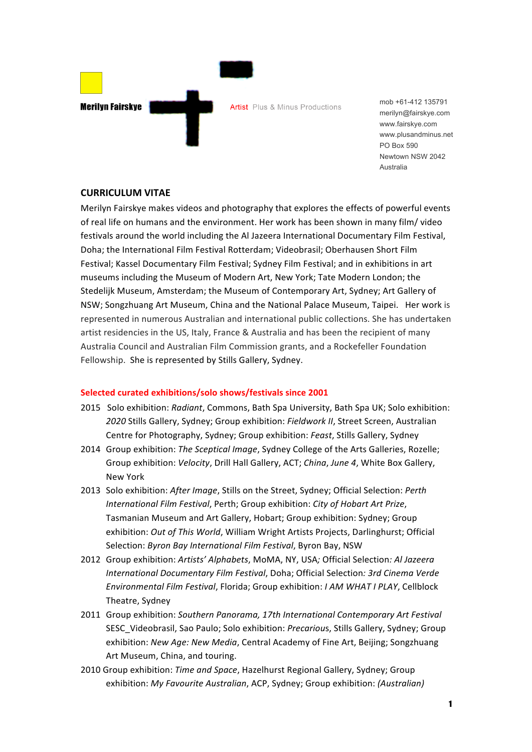**Merilyn Fairskye**

Artist Plus & Minus Productions

mob +61-412 135791
merilyn@fairskye.com
www.fairskye.com
www.plusandminus.net
PO Box 590
Newtown NSW 2042
Australia

## CURRICULUM VITAE

Merilyn Fairskye makes videos and photography that explores the effects of powerful events of real life on humans and the environment. Her work has been shown in many film/ video festivals around the world including the Al Jazeera International Documentary Film Festival, Doha; the International Film Festival Rotterdam; Videobrasil; Oberhausen Short Film Festival; Kassel Documentary Film Festival; Sydney Film Festival; and in exhibitions in art museums including the Museum of Modern Art, New York; Tate Modern London; the Stedelijk Museum, Amsterdam; the Museum of Contemporary Art, Sydney; Art Gallery of NSW; Songzhuang Art Museum, China and the National Palace Museum, Taipei. Her work is represented in numerous Australian and international public collections. She has undertaken artist residencies in the US, Italy, France & Australia and has been the recipient of many Australia Council and Australian Film Commission grants, and a Rockefeller Foundation Fellowship. She is represented by Stills Gallery, Sydney.

### Selected curated exhibitions/solo shows/festivals since 2001

2015 Solo exhibition: *Radiant*, Commons, Bath Spa University, Bath Spa UK; Solo exhibition: *2020* Stills Gallery, Sydney; Group exhibition: *Fieldwork II*, Street Screen, Australian Centre for Photography, Sydney; Group exhibition: *Feast*, Stills Gallery, Sydney

2014 Group exhibition: *The Sceptical Image*, Sydney College of the Arts Galleries, Rozelle; Group exhibition: *Velocity*, Drill Hall Gallery, ACT; *China*, *June 4*, White Box Gallery, New York

2013 Solo exhibition: *After Image*, Stills on the Street, Sydney; Official Selection: *Perth International Film Festival*, Perth; Group exhibition: *City of Hobart Art Prize*, Tasmanian Museum and Art Gallery, Hobart; Group exhibition: Sydney; Group exhibition: *Out of This World*, William Wright Artists Projects, Darlinghurst; Official Selection: *Byron Bay International Film Festival*, Byron Bay, NSW

2012 Group exhibition: *Artists' Alphabets*, MoMA, NY, USA; Official Selection: *Al Jazeera International Documentary Film Festival*, Doha; Official Selection: *3rd Cinema Verde Environmental Film Festival*, Florida; Group exhibition: *I AM WHAT I PLAY*, Cellblock Theatre, Sydney

2011 Group exhibition: *Southern Panorama, 17th International Contemporary Art Festival* SESC_Videobrasil, Sao Paulo; Solo exhibition: *Precarious*, Stills Gallery, Sydney; Group exhibition: *New Age: New Media*, Central Academy of Fine Art, Beijing; Songzhuang Art Museum, China, and touring.

2010 Group exhibition: *Time and Space*, Hazelhurst Regional Gallery, Sydney; Group exhibition: *My Favourite Australian*, ACP, Sydney; Group exhibition: *(Australian)*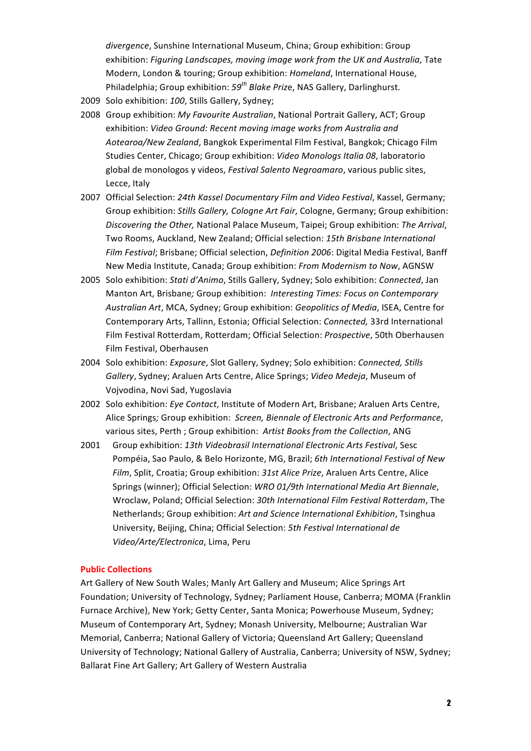*divergence*, Sunshine International Museum, China; Group exhibition: Group exhibition: *Figuring Landscapes, moving image work from the UK and Australia*, Tate Modern, London & touring; Group exhibition: *Homeland*, International House, Philadelphia; Group exhibition: *59th Blake Priz*e, NAS Gallery, Darlinghurst.

2009 Solo exhibition: *100*, Stills Gallery, Sydney;

2008 Group exhibition: *My Favourite Australian*, National Portrait Gallery, ACT; Group exhibition: *Video Ground: Recent moving image works from Australia and Aotearoa/New Zealand*, Bangkok Experimental Film Festival, Bangkok; Chicago Film Studies Center, Chicago; Group exhibition: *Video Monologs Italia 08*, laboratorio global de monologos y videos, *Festival Salento Negroamaro*, various public sites, Lecce, Italy

2007 Official Selection: *24th Kassel Documentary Film and Video Festival*, Kassel, Germany; Group exhibition: *Stills Gallery, Cologne Art Fair*, Cologne, Germany; Group exhibition: *Discovering the Other,* National Palace Museum, Taipei; Group exhibition: *The Arrival*, Two Rooms, Auckland, New Zealand; Official selection: *15th Brisbane International Film Festival*; Brisbane; Official selection, *Definition 2006*: Digital Media Festival, Banff New Media Institute, Canada; Group exhibition: *From Modernism to Now*, AGNSW

2005 Solo exhibition: *Stati d'Animo*, Stills Gallery, Sydney; Solo exhibition: *Connected*, Jan Manton Art, Brisbane*;* Group exhibition: *Interesting Times: Focus on Contemporary Australian Art*, MCA, Sydney; Group exhibition: *Geopolitics of Media*, ISEA, Centre for Contemporary Arts, Tallinn, Estonia; Official Selection: *Connected,* 33rd International Film Festival Rotterdam, Rotterdam; Official Selection: *Prospective*, 50th Oberhausen Film Festival, Oberhausen

2004 Solo exhibition: *Exposure*, Slot Gallery, Sydney; Solo exhibition: *Connected, Stills Gallery*, Sydney; Araluen Arts Centre, Alice Springs; *Video Medeja*, Museum of Vojvodina, Novi Sad, Yugoslavia

2002 Solo exhibition: *Eye Contact*, Institute of Modern Art, Brisbane; Araluen Arts Centre, Alice Springs*;* Group exhibition: *Screen, Biennale of Electronic Arts and Performance*, various sites, Perth ; Group exhibition: *Artist Books from the Collection*, ANG

2001 Group exhibition: *13th Videobrasil International Electronic Arts Festival*, Sesc Pompéia, Sao Paulo, & Belo Horizonte, MG, Brazil; *6th International Festival of New Film*, Split, Croatia; Group exhibition: *31st Alice Prize*, Araluen Arts Centre, Alice Springs (winner); Official Selection: *WRO 01/9th International Media Art Biennale*, Wroclaw, Poland; Official Selection: *30th International Film Festival Rotterdam*, The Netherlands; Group exhibition: *Art and Science International Exhibition*, Tsinghua University, Beijing, China; Official Selection: *5th Festival International de Video/Arte/Electronica*, Lima, Peru

**Public Collections**

Art Gallery of New South Wales; Manly Art Gallery and Museum; Alice Springs Art Foundation; University of Technology, Sydney; Parliament House, Canberra; MOMA (Franklin Furnace Archive), New York; Getty Center, Santa Monica; Powerhouse Museum, Sydney; Museum of Contemporary Art, Sydney; Monash University, Melbourne; Australian War Memorial, Canberra; National Gallery of Victoria; Queensland Art Gallery; Queensland University of Technology; National Gallery of Australia, Canberra; University of NSW, Sydney; Ballarat Fine Art Gallery; Art Gallery of Western Australia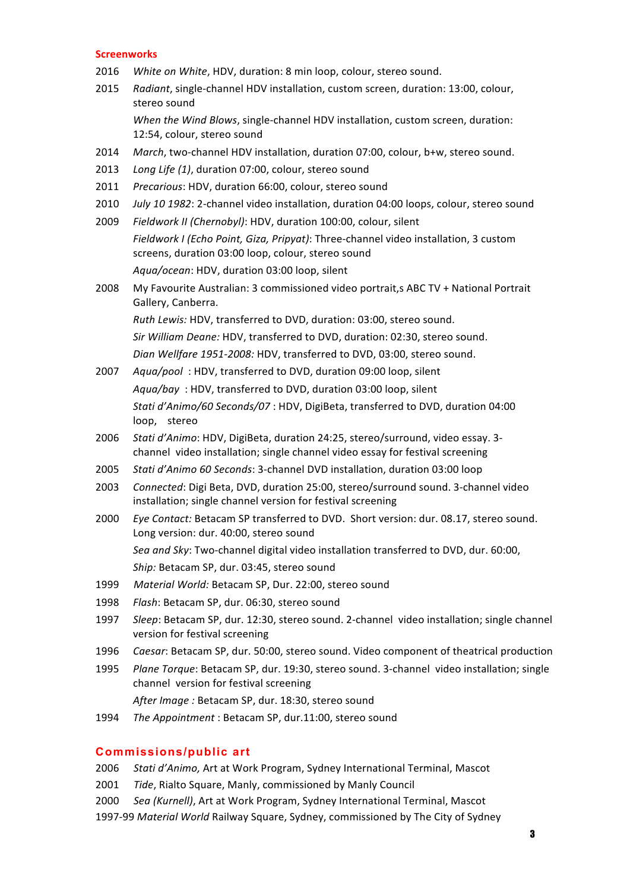## Screenworks

2016 *White on White*, HDV, duration: 8 min loop, colour, stereo sound.

2015 *Radiant*, single-channel HDV installation, custom screen, duration: 13:00, colour, stereo sound

*When the Wind Blows*, single-channel HDV installation, custom screen, duration: 12:54, colour, stereo sound

2014 *March*, two-channel HDV installation, duration 07:00, colour, b+w, stereo sound.

2013 *Long Life (1)*, duration 07:00, colour, stereo sound

2011 *Precarious*: HDV, duration 66:00, colour, stereo sound

2010 *July 10 1982*: 2-channel video installation, duration 04:00 loops, colour, stereo sound

2009 *Fieldwork II (Chernobyl)*: HDV, duration 100:00, colour, silent

*Fieldwork I (Echo Point, Giza, Pripyat)*: Three-channel video installation, 3 custom screens, duration 03:00 loop, colour, stereo sound

*Aqua/ocean*: HDV, duration 03:00 loop, silent

2008 My Favourite Australian: 3 commissioned video portrait,s ABC TV + National Portrait Gallery, Canberra.

*Ruth Lewis:* HDV, transferred to DVD, duration: 03:00, stereo sound.

*Sir William Deane:* HDV, transferred to DVD, duration: 02:30, stereo sound.

*Dian Wellfare 1951-2008:* HDV, transferred to DVD, 03:00, stereo sound.

2007 *Aqua/pool* : HDV, transferred to DVD, duration 09:00 loop, silent

*Aqua/bay* : HDV, transferred to DVD, duration 03:00 loop, silent

*Stati d'Animo/60 Seconds/07* : HDV, DigiBeta, transferred to DVD, duration 04:00 loop, stereo

2006 *Stati d'Animo*: HDV, DigiBeta, duration 24:25, stereo/surround, video essay. 3-channel video installation; single channel video essay for festival screening

2005 *Stati d'Animo 60 Seconds*: 3-channel DVD installation, duration 03:00 loop

2003 *Connected*: Digi Beta, DVD, duration 25:00, stereo/surround sound. 3-channel video installation; single channel version for festival screening

2000 *Eye Contact:* Betacam SP transferred to DVD. Short version: dur. 08.17, stereo sound. Long version: dur. 40:00, stereo sound

*Sea and Sky*: Two-channel digital video installation transferred to DVD, dur. 60:00,

*Ship:* Betacam SP, dur. 03:45, stereo sound

1999 *Material World:* Betacam SP, Dur. 22:00, stereo sound

1998 *Flash*: Betacam SP, dur. 06:30, stereo sound

1997 *Sleep*: Betacam SP, dur. 12:30, stereo sound. 2-channel video installation; single channel version for festival screening

1996 *Caesar*: Betacam SP, dur. 50:00, stereo sound. Video component of theatrical production

1995 *Plane Torque*: Betacam SP, dur. 19:30, stereo sound. 3-channel video installation; single channel version for festival screening

*After Image :* Betacam SP, dur. 18:30, stereo sound

1994 *The Appointment* : Betacam SP, dur.11:00, stereo sound

## Commissions/public art

2006 *Stati d'Animo,* Art at Work Program, Sydney International Terminal, Mascot

2001 *Tide*, Rialto Square, Manly, commissioned by Manly Council

2000 *Sea (Kurnell)*, Art at Work Program, Sydney International Terminal, Mascot

1997-99 *Material World* Railway Square, Sydney, commissioned by The City of Sydney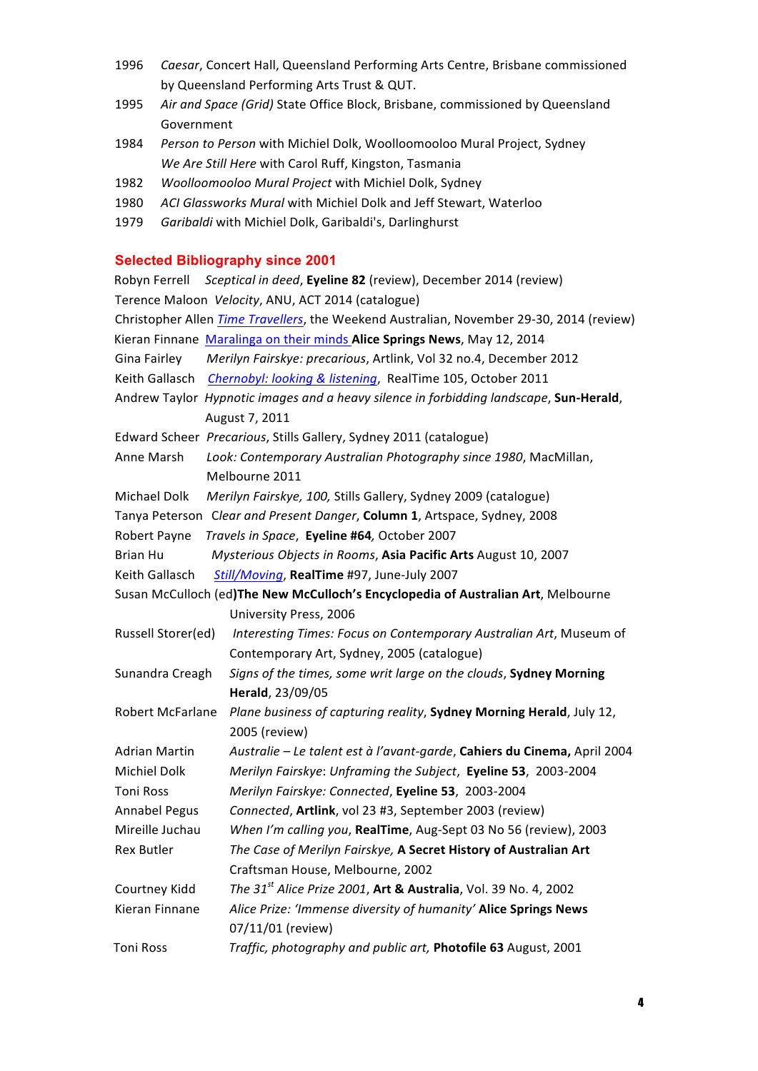1996 *Caesar*, Concert Hall, Queensland Performing Arts Centre, Brisbane commissioned by Queensland Performing Arts Trust & QUT.

1995 *Air and Space (Grid)* State Office Block, Brisbane, commissioned by Queensland Government

1984 *Person to Person* with Michiel Dolk, Woolloomooloo Mural Project, Sydney
*We Are Still Here* with Carol Ruff, Kingston, Tasmania

1982 *Woolloomooloo Mural Project* with Michiel Dolk, Sydney

1980 *ACI Glassworks Mural* with Michiel Dolk and Jeff Stewart, Waterloo

1979 *Garibaldi* with Michiel Dolk, Garibaldi's, Darlinghurst

## Selected Bibliography since 2001

Robyn Ferrell *Sceptical in deed*, **Eyeline 82** (review), December 2014 (review)

Terence Maloon *Velocity*, ANU, ACT 2014 (catalogue)

Christopher Allen *Time Travellers*, the Weekend Australian, November 29-30, 2014 (review)

Kieran Finnane Maralinga on their minds **Alice Springs News**, May 12, 2014

Gina Fairley *Merilyn Fairskye: precarious*, Artlink, Vol 32 no.4, December 2012

Keith Gallasch *Chernobyl: looking & listening*, RealTime 105, October 2011

Andrew Taylor *Hypnotic images and a heavy silence in forbidding landscape*, **Sun-Herald**, August 7, 2011

Edward Scheer *Precarious*, Stills Gallery, Sydney 2011 (catalogue)

Anne Marsh *Look: Contemporary Australian Photography since 1980*, MacMillan, Melbourne 2011

Michael Dolk *Merilyn Fairskye, 100,* Stills Gallery, Sydney 2009 (catalogue)

Tanya Peterson *Clear and Present Danger*, **Column 1**, Artspace, Sydney, 2008

Robert Payne *Travels in Space*, **Eyeline #64***,* October 2007

Brian Hu *Mysterious Objects in Rooms*, **Asia Pacific Arts** August 10, 2007

Keith Gallasch *Still/Moving*, **RealTime** #97, June-July 2007

Susan McCulloch (ed)**The New McCulloch's Encyclopedia of Australian Art**, Melbourne University Press, 2006

Russell Storer(ed) *Interesting Times: Focus on Contemporary Australian Art*, Museum of Contemporary Art, Sydney, 2005 (catalogue)

Sunandra Creagh *Signs of the times, some writ large on the clouds*, **Sydney Morning Herald**, 23/09/05

Robert McFarlane *Plane business of capturing reality*, **Sydney Morning Herald**, July 12, 2005 (review)

Adrian Martin *Australie – Le talent est à l'avant-garde*, **Cahiers du Cinema,** April 2004

Michiel Dolk *Merilyn Fairskye*: *Unframing the Subject*, **Eyeline 53**, 2003-2004

Toni Ross *Merilyn Fairskye: Connected*, **Eyeline 53**, 2003-2004

Annabel Pegus *Connected*, **Artlink**, vol 23 #3, September 2003 (review)

Mireille Juchau *When I'm calling you*, **RealTime**, Aug-Sept 03 No 56 (review), 2003

Rex Butler *The Case of Merilyn Fairskye,* **A Secret History of Australian Art** Craftsman House, Melbourne, 2002

Courtney Kidd *The 31st Alice Prize 2001*, **Art & Australia**, Vol. 39 No. 4, 2002

Kieran Finnane *Alice Prize: 'Immense diversity of humanity'* **Alice Springs News** 07/11/01 (review)

Toni Ross *Traffic, photography and public art,* **Photofile 63** August, 2001